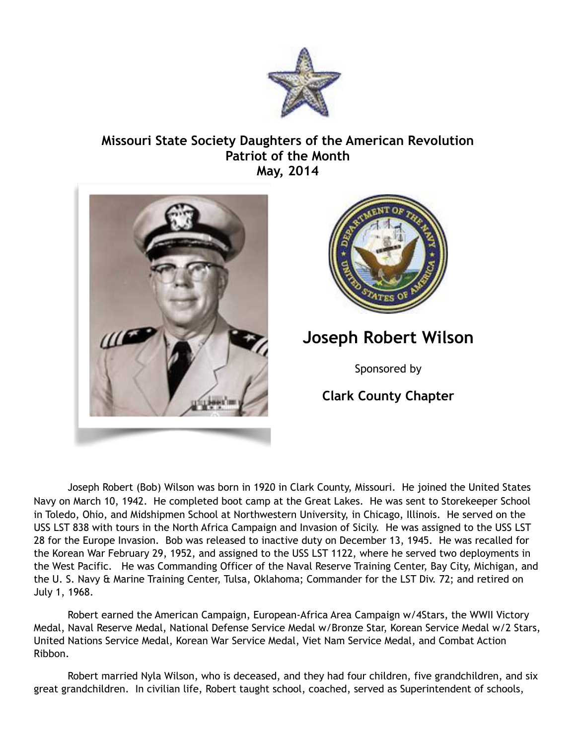**Missouri State Society Daughters of the American Revolution**
**Patriot of the Month**
**May, 2014**

# Joseph Robert Wilson

Sponsored by

**Clark County Chapter**

Joseph Robert (Bob) Wilson was born in 1920 in Clark County, Missouri. He joined the United States Navy on March 10, 1942. He completed boot camp at the Great Lakes. He was sent to Storekeeper School in Toledo, Ohio, and Midshipmen School at Northwestern University, in Chicago, Illinois. He served on the USS LST 838 with tours in the North Africa Campaign and Invasion of Sicily. He was assigned to the USS LST 28 for the Europe Invasion. Bob was released to inactive duty on December 13, 1945. He was recalled for the Korean War February 29, 1952, and assigned to the USS LST 1122, where he served two deployments in the West Pacific. He was Commanding Officer of the Naval Reserve Training Center, Bay City, Michigan, and the U. S. Navy & Marine Training Center, Tulsa, Oklahoma; Commander for the LST Div. 72; and retired on July 1, 1968.

Robert earned the American Campaign, European-Africa Area Campaign w/4Stars, the WWII Victory Medal, Naval Reserve Medal, National Defense Service Medal w/Bronze Star, Korean Service Medal w/2 Stars, United Nations Service Medal, Korean War Service Medal, Viet Nam Service Medal, and Combat Action Ribbon.

Robert married Nyla Wilson, who is deceased, and they had four children, five grandchildren, and six great grandchildren. In civilian life, Robert taught school, coached, served as Superintendent of schools,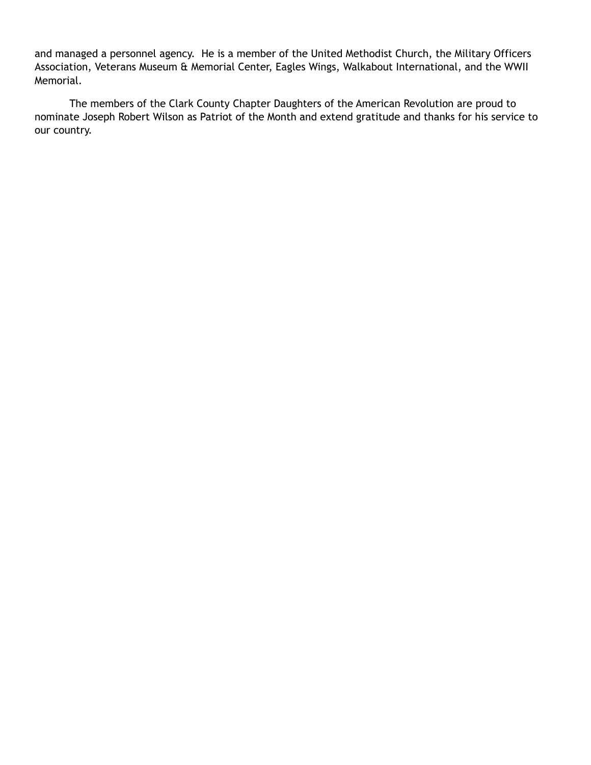and managed a personnel agency. He is a member of the United Methodist Church, the Military Officers Association, Veterans Museum & Memorial Center, Eagles Wings, Walkabout International, and the WWII Memorial.

The members of the Clark County Chapter Daughters of the American Revolution are proud to nominate Joseph Robert Wilson as Patriot of the Month and extend gratitude and thanks for his service to our country.